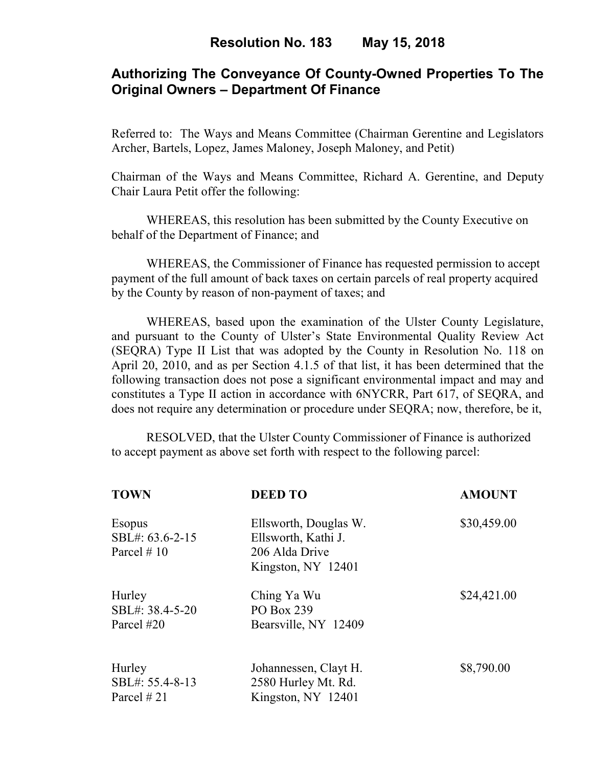# Resolution No. 183 May 15, 2018

## Authorizing The Conveyance Of County-Owned Properties To The Original Owners – Department Of Finance

Referred to: The Ways and Means Committee (Chairman Gerentine and Legislators Archer, Bartels, Lopez, James Maloney, Joseph Maloney, and Petit)

Chairman of the Ways and Means Committee, Richard A. Gerentine, and Deputy Chair Laura Petit offer the following:

WHEREAS, this resolution has been submitted by the County Executive on behalf of the Department of Finance; and

WHEREAS, the Commissioner of Finance has requested permission to accept payment of the full amount of back taxes on certain parcels of real property acquired by the County by reason of non-payment of taxes; and

WHEREAS, based upon the examination of the Ulster County Legislature, and pursuant to the County of Ulster's State Environmental Quality Review Act (SEQRA) Type II List that was adopted by the County in Resolution No. 118 on April 20, 2010, and as per Section 4.1.5 of that list, it has been determined that the following transaction does not pose a significant environmental impact and may and constitutes a Type II action in accordance with 6NYCRR, Part 617, of SEQRA, and does not require any determination or procedure under SEQRA; now, therefore, be it,

RESOLVED, that the Ulster County Commissioner of Finance is authorized to accept payment as above set forth with respect to the following parcel:

| TOWN | DEED TO | AMOUNT |
|---|---|---|
| Esopus<br>SBL#: 63.6-2-15<br>Parcel # 10 | Ellsworth, Douglas W.<br>Ellsworth, Kathi J.<br>206 Alda Drive<br>Kingston, NY 12401 | $30,459.00 |
| Hurley<br>SBL#: 38.4-5-20<br>Parcel #20 | Ching Ya Wu<br>PO Box 239<br>Bearsville, NY 12409 | $24,421.00 |
| Hurley<br>SBL#: 55.4-8-13<br>Parcel # 21 | Johannessen, Clayt H.<br>2580 Hurley Mt. Rd.<br>Kingston, NY 12401 | $8,790.00 |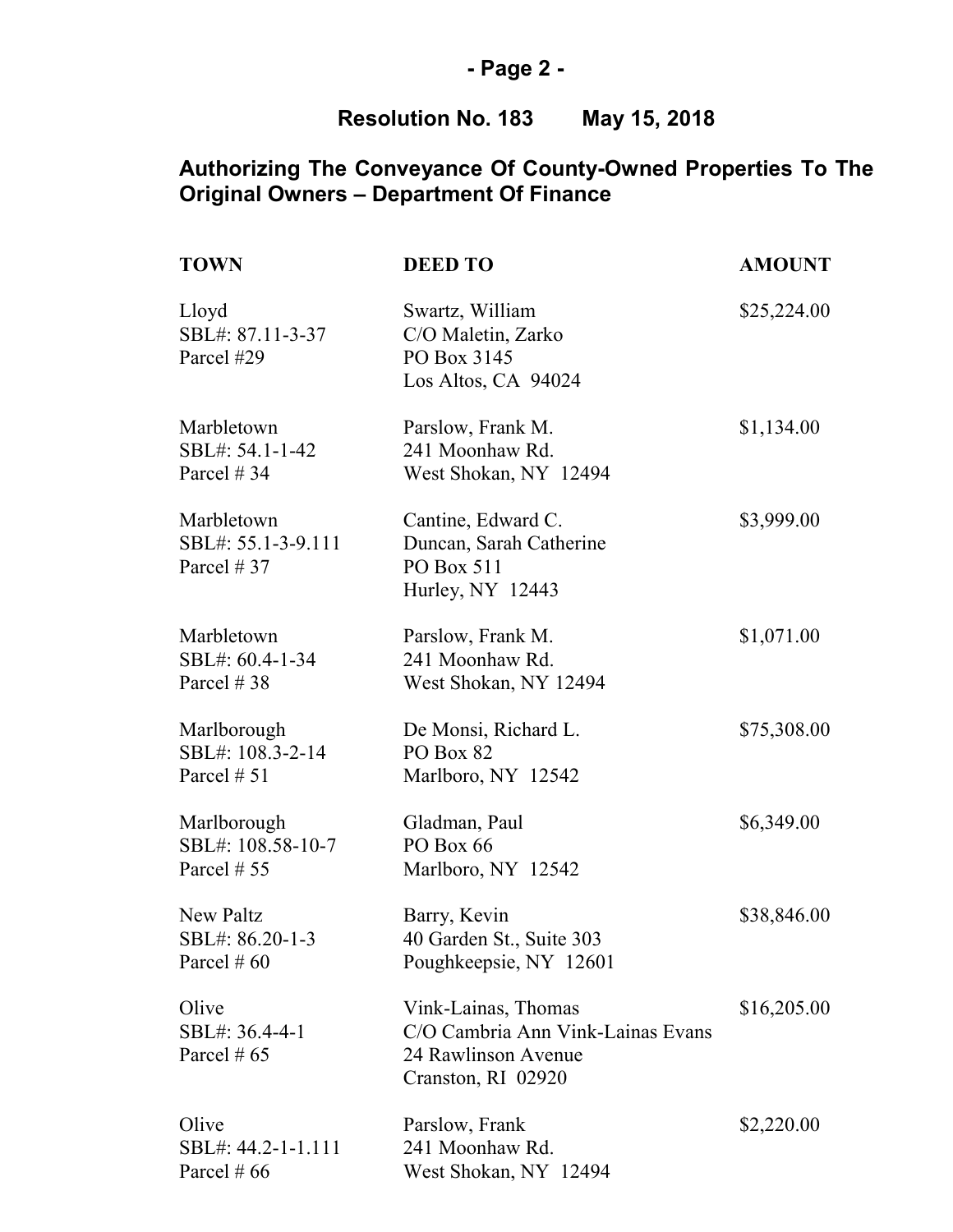**Resolution No. 183 May 15, 2018**

## Authorizing The Conveyance Of County-Owned Properties To The Original Owners – Department Of Finance

| TOWN | DEED TO | AMOUNT |
|---|---|---|
| Lloyd<br>SBL#: 87.11-3-37<br>Parcel #29 | Swartz, William<br>C/O Maletin, Zarko<br>PO Box 3145<br>Los Altos, CA 94024 | $25,224.00 |
| Marbletown<br>SBL#: 54.1-1-42<br>Parcel # 34 | Parslow, Frank M.<br>241 Moonhaw Rd.<br>West Shokan, NY 12494 | $1,134.00 |
| Marbletown<br>SBL#: 55.1-3-9.111<br>Parcel # 37 | Cantine, Edward C.<br>Duncan, Sarah Catherine<br>PO Box 511<br>Hurley, NY 12443 | $3,999.00 |
| Marbletown<br>SBL#: 60.4-1-34<br>Parcel # 38 | Parslow, Frank M.<br>241 Moonhaw Rd.<br>West Shokan, NY 12494 | $1,071.00 |
| Marlborough<br>SBL#: 108.3-2-14<br>Parcel # 51 | De Monsi, Richard L.<br>PO Box 82<br>Marlboro, NY 12542 | $75,308.00 |
| Marlborough<br>SBL#: 108.58-10-7<br>Parcel # 55 | Gladman, Paul<br>PO Box 66<br>Marlboro, NY 12542 | $6,349.00 |
| New Paltz<br>SBL#: 86.20-1-3<br>Parcel # 60 | Barry, Kevin<br>40 Garden St., Suite 303<br>Poughkeepsie, NY 12601 | $38,846.00 |
| Olive<br>SBL#: 36.4-4-1<br>Parcel # 65 | Vink-Lainas, Thomas<br>C/O Cambria Ann Vink-Lainas Evans<br>24 Rawlinson Avenue<br>Cranston, RI 02920 | $16,205.00 |
| Olive<br>SBL#: 44.2-1-1.111<br>Parcel # 66 | Parslow, Frank<br>241 Moonhaw Rd.<br>West Shokan, NY 12494 | $2,220.00 |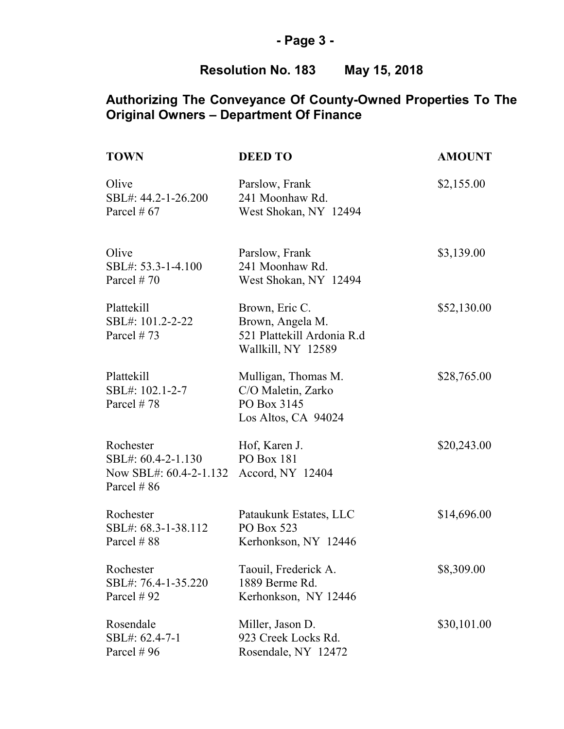**Resolution No. 183 May 15, 2018**

## Authorizing The Conveyance Of County-Owned Properties To The Original Owners – Department Of Finance

| TOWN | DEED TO | AMOUNT |
|---|---|---|
| Olive<br>SBL#: 44.2-1-26.200<br>Parcel # 67 | Parslow, Frank<br>241 Moonhaw Rd.<br>West Shokan, NY 12494 | $2,155.00 |
| Olive<br>SBL#: 53.3-1-4.100<br>Parcel # 70 | Parslow, Frank<br>241 Moonhaw Rd.<br>West Shokan, NY 12494 | $3,139.00 |
| Plattekill<br>SBL#: 101.2-2-22<br>Parcel # 73 | Brown, Eric C.<br>Brown, Angela M.<br>521 Plattekill Ardonia R.d<br>Wallkill, NY 12589 | $52,130.00 |
| Plattekill<br>SBL#: 102.1-2-7<br>Parcel # 78 | Mulligan, Thomas M.<br>C/O Maletin, Zarko<br>PO Box 3145<br>Los Altos, CA 94024 | $28,765.00 |
| Rochester<br>SBL#: 60.4-2-1.130<br>Now SBL#: 60.4-2-1.132<br>Parcel # 86 | Hof, Karen J.<br>PO Box 181<br>Accord, NY 12404 | $20,243.00 |
| Rochester<br>SBL#: 68.3-1-38.112<br>Parcel # 88 | Pataukunk Estates, LLC<br>PO Box 523<br>Kerhonkson, NY 12446 | $14,696.00 |
| Rochester<br>SBL#: 76.4-1-35.220<br>Parcel # 92 | Taouil, Frederick A.<br>1889 Berme Rd.<br>Kerhonkson, NY 12446 | $8,309.00 |
| Rosendale<br>SBL#: 62.4-7-1<br>Parcel # 96 | Miller, Jason D.<br>923 Creek Locks Rd.<br>Rosendale, NY 12472 | $30,101.00 |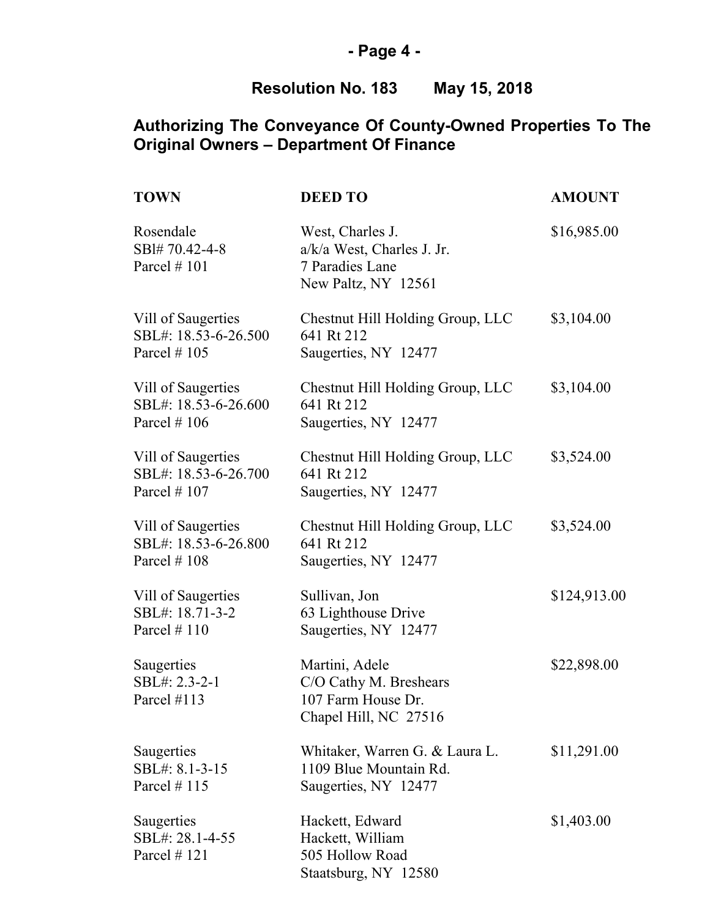## Resolution No. 183 May 15, 2018

## Authorizing The Conveyance Of County-Owned Properties To The Original Owners – Department Of Finance

| TOWN | DEED TO | AMOUNT |
|---|---|---|
| Rosendale<br>SBl# 70.42-4-8<br>Parcel # 101 | West, Charles J.<br>a/k/a West, Charles J. Jr.<br>7 Paradies Lane<br>New Paltz, NY 12561 | $16,985.00 |
| Vill of Saugerties<br>SBL#: 18.53-6-26.500<br>Parcel # 105 | Chestnut Hill Holding Group, LLC<br>641 Rt 212<br>Saugerties, NY 12477 | $3,104.00 |
| Vill of Saugerties<br>SBL#: 18.53-6-26.600<br>Parcel # 106 | Chestnut Hill Holding Group, LLC<br>641 Rt 212<br>Saugerties, NY 12477 | $3,104.00 |
| Vill of Saugerties<br>SBL#: 18.53-6-26.700<br>Parcel # 107 | Chestnut Hill Holding Group, LLC<br>641 Rt 212<br>Saugerties, NY 12477 | $3,524.00 |
| Vill of Saugerties<br>SBL#: 18.53-6-26.800<br>Parcel # 108 | Chestnut Hill Holding Group, LLC<br>641 Rt 212<br>Saugerties, NY 12477 | $3,524.00 |
| Vill of Saugerties<br>SBL#: 18.71-3-2<br>Parcel # 110 | Sullivan, Jon<br>63 Lighthouse Drive<br>Saugerties, NY 12477 | $124,913.00 |
| Saugerties<br>SBL#: 2.3-2-1<br>Parcel #113 | Martini, Adele<br>C/O Cathy M. Breshears<br>107 Farm House Dr.<br>Chapel Hill, NC 27516 | $22,898.00 |
| Saugerties<br>SBL#: 8.1-3-15<br>Parcel # 115 | Whitaker, Warren G. & Laura L.<br>1109 Blue Mountain Rd.<br>Saugerties, NY 12477 | $11,291.00 |
| Saugerties<br>SBL#: 28.1-4-55<br>Parcel # 121 | Hackett, Edward<br>Hackett, William<br>505 Hollow Road<br>Staatsburg, NY 12580 | $1,403.00 |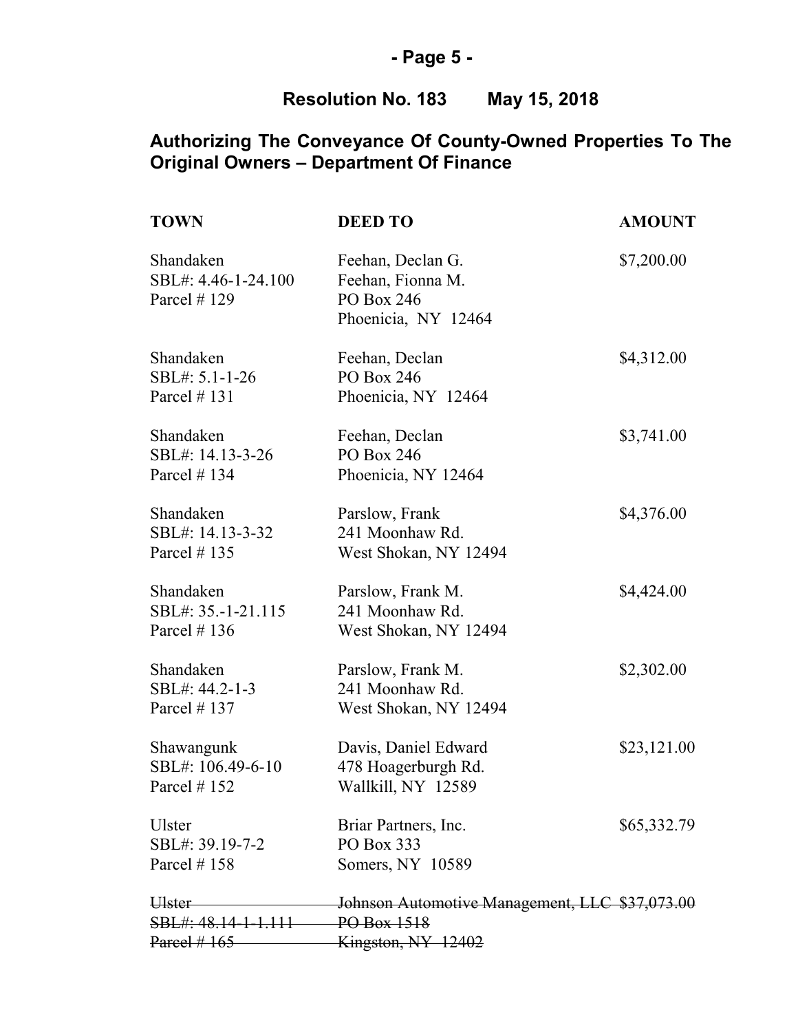**Resolution No. 183 May 15, 2018**

## Authorizing The Conveyance Of County-Owned Properties To The Original Owners – Department Of Finance

| TOWN | DEED TO | AMOUNT |
|---|---|---|
| Shandaken<br>SBL#: 4.46-1-24.100<br>Parcel # 129 | Feehan, Declan G.<br>Feehan, Fionna M.<br>PO Box 246<br>Phoenicia, NY 12464 | $7,200.00 |
| Shandaken<br>SBL#: 5.1-1-26<br>Parcel # 131 | Feehan, Declan<br>PO Box 246<br>Phoenicia, NY 12464 | $4,312.00 |
| Shandaken<br>SBL#: 14.13-3-26<br>Parcel # 134 | Feehan, Declan<br>PO Box 246<br>Phoenicia, NY 12464 | $3,741.00 |
| Shandaken<br>SBL#: 14.13-3-32<br>Parcel # 135 | Parslow, Frank<br>241 Moonhaw Rd.<br>West Shokan, NY 12494 | $4,376.00 |
| Shandaken<br>SBL#: 35.-1-21.115<br>Parcel # 136 | Parslow, Frank M.<br>241 Moonhaw Rd.<br>West Shokan, NY 12494 | $4,424.00 |
| Shandaken<br>SBL#: 44.2-1-3<br>Parcel # 137 | Parslow, Frank M.<br>241 Moonhaw Rd.<br>West Shokan, NY 12494 | $2,302.00 |
| Shawangunk<br>SBL#: 106.49-6-10<br>Parcel # 152 | Davis, Daniel Edward<br>478 Hoagerburgh Rd.<br>Wallkill, NY 12589 | $23,121.00 |
| Ulster<br>SBL#: 39.19-7-2<br>Parcel # 158 | Briar Partners, Inc.<br>PO Box 333<br>Somers, NY 10589 | $65,332.79 |
| ~~Ulster~~<br>~~SBL#: 48.14-1-1.111~~<br>~~Parcel # 165~~ | ~~Johnson Automotive Management, LLC~~<br>~~PO Box 1518~~<br>~~Kingston, NY 12402~~ | ~~$37,073.00~~ |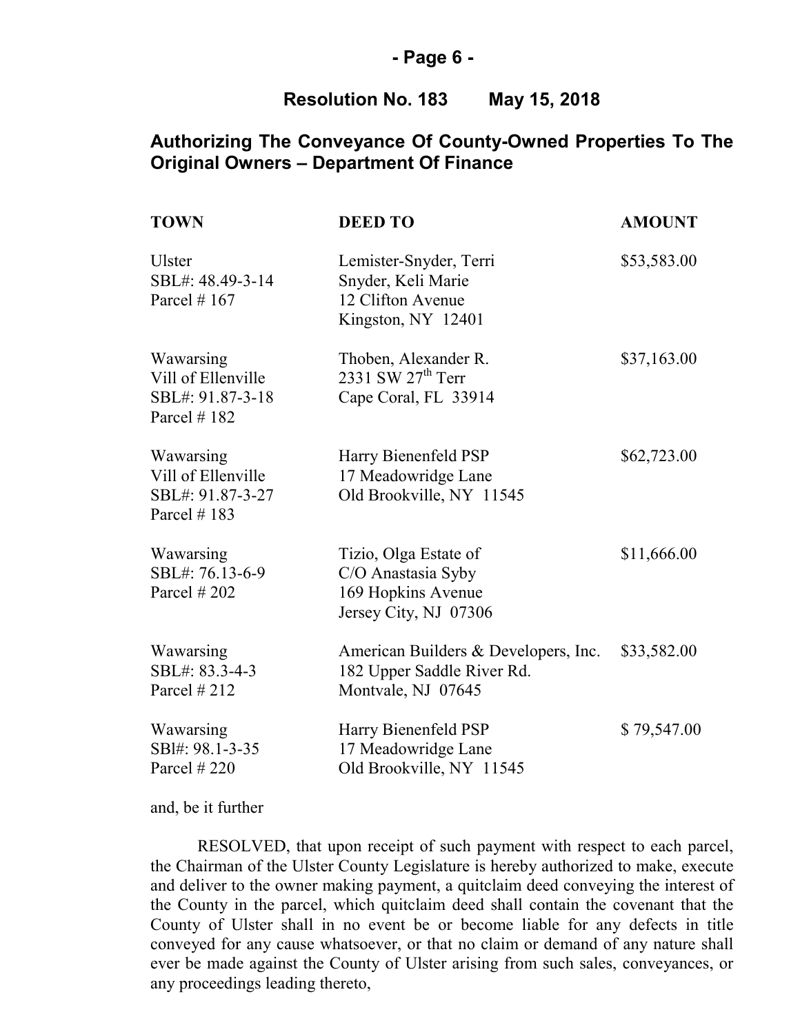**Resolution No. 183 May 15, 2018**

## Authorizing The Conveyance Of County-Owned Properties To The Original Owners – Department Of Finance

| TOWN | DEED TO | AMOUNT |
|---|---|---|
| Ulster<br>SBL#: 48.49-3-14<br>Parcel # 167 | Lemister-Snyder, Terri<br>Snyder, Keli Marie<br>12 Clifton Avenue<br>Kingston, NY 12401 | $53,583.00 |
| Wawarsing<br>Vill of Ellenville<br>SBL#: 91.87-3-18<br>Parcel # 182 | Thoben, Alexander R.<br>2331 SW 27th Terr<br>Cape Coral, FL 33914 | $37,163.00 |
| Wawarsing<br>Vill of Ellenville<br>SBL#: 91.87-3-27<br>Parcel # 183 | Harry Bienenfeld PSP<br>17 Meadowridge Lane<br>Old Brookville, NY 11545 | $62,723.00 |
| Wawarsing<br>SBL#: 76.13-6-9<br>Parcel # 202 | Tizio, Olga Estate of<br>C/O Anastasia Syby<br>169 Hopkins Avenue<br>Jersey City, NJ 07306 | $11,666.00 |
| Wawarsing<br>SBL#: 83.3-4-3<br>Parcel # 212 | American Builders & Developers, Inc.<br>182 Upper Saddle River Rd.<br>Montvale, NJ 07645 | $33,582.00 |
| Wawarsing<br>SBl#: 98.1-3-35<br>Parcel # 220 | Harry Bienenfeld PSP<br>17 Meadowridge Lane<br>Old Brookville, NY 11545 | $ 79,547.00 |

and, be it further

RESOLVED, that upon receipt of such payment with respect to each parcel, the Chairman of the Ulster County Legislature is hereby authorized to make, execute and deliver to the owner making payment, a quitclaim deed conveying the interest of the County in the parcel, which quitclaim deed shall contain the covenant that the County of Ulster shall in no event be or become liable for any defects in title conveyed for any cause whatsoever, or that no claim or demand of any nature shall ever be made against the County of Ulster arising from such sales, conveyances, or any proceedings leading thereto,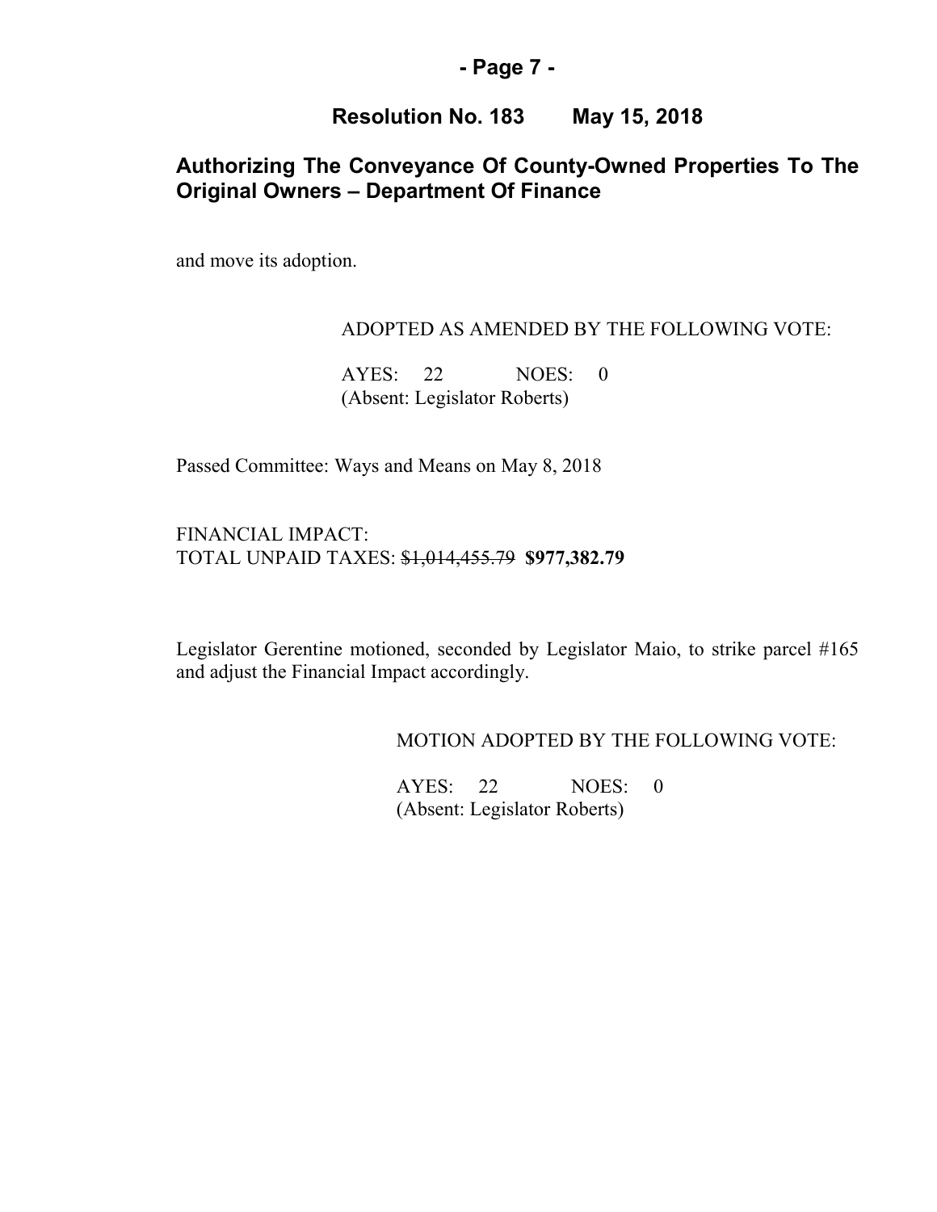## Resolution No. 183 May 15, 2018

## Authorizing The Conveyance Of County-Owned Properties To The Original Owners – Department Of Finance

and move its adoption.

ADOPTED AS AMENDED BY THE FOLLOWING VOTE:

AYES: 22 NOES: 0
(Absent: Legislator Roberts)

Passed Committee: Ways and Means on May 8, 2018

FINANCIAL IMPACT:
TOTAL UNPAID TAXES: ~~$1,014,455.79~~ **$977,382.79**

Legislator Gerentine motioned, seconded by Legislator Maio, to strike parcel #165 and adjust the Financial Impact accordingly.

MOTION ADOPTED BY THE FOLLOWING VOTE:

AYES: 22 NOES: 0
(Absent: Legislator Roberts)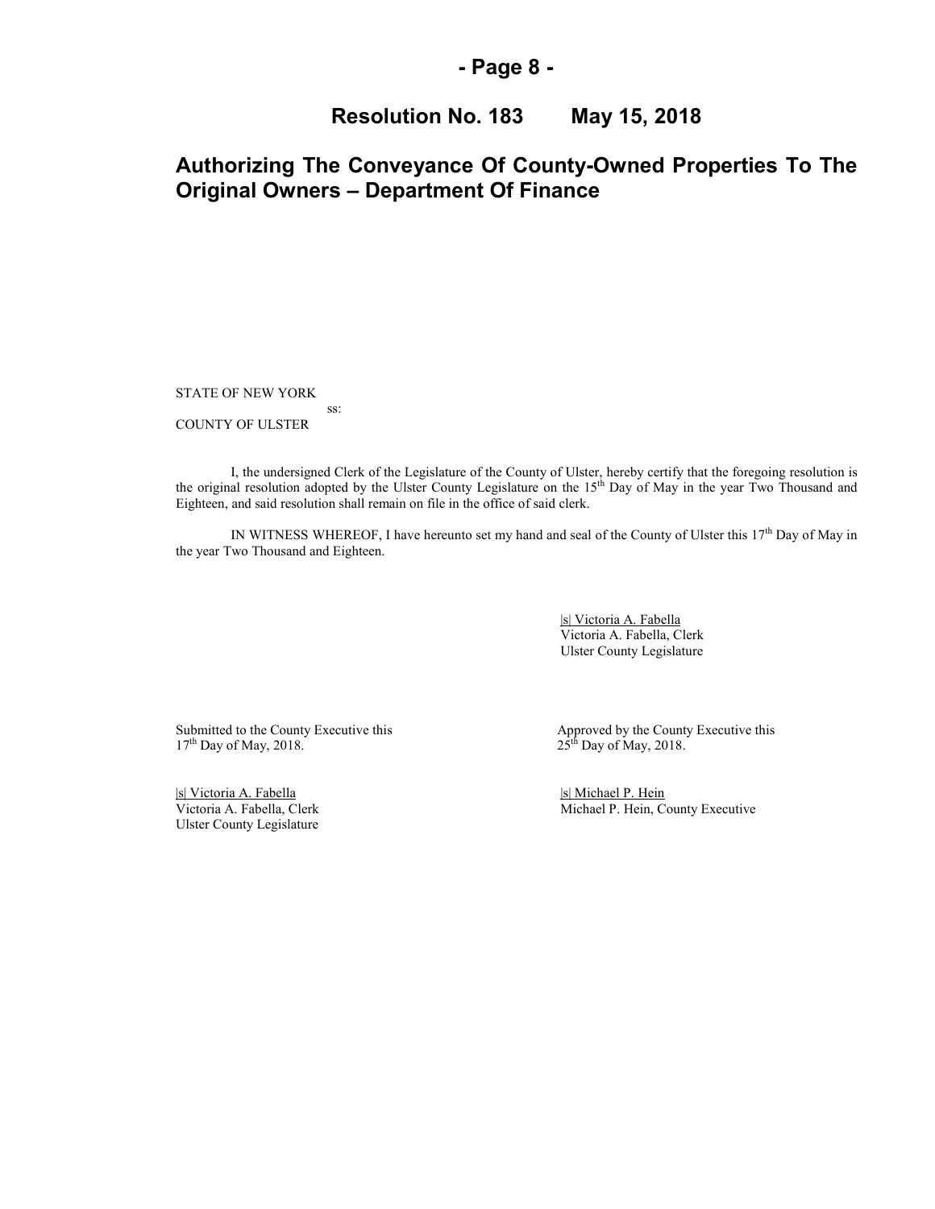## Resolution No. 183 May 15, 2018

# Authorizing The Conveyance Of County-Owned Properties To The Original Owners – Department Of Finance

STATE OF NEW YORK

ss:

COUNTY OF ULSTER

I, the undersigned Clerk of the Legislature of the County of Ulster, hereby certify that the foregoing resolution is the original resolution adopted by the Ulster County Legislature on the 15th Day of May in the year Two Thousand and Eighteen, and said resolution shall remain on file in the office of said clerk.

IN WITNESS WHEREOF, I have hereunto set my hand and seal of the County of Ulster this 17th Day of May in the year Two Thousand and Eighteen.

|s| Victoria A. Fabella
Victoria A. Fabella, Clerk
Ulster County Legislature

Submitted to the County Executive this
17th Day of May, 2018.

|s| Victoria A. Fabella
Victoria A. Fabella, Clerk
Ulster County Legislature

Approved by the County Executive this
25th Day of May, 2018.

|s| Michael P. Hein
Michael P. Hein, County Executive